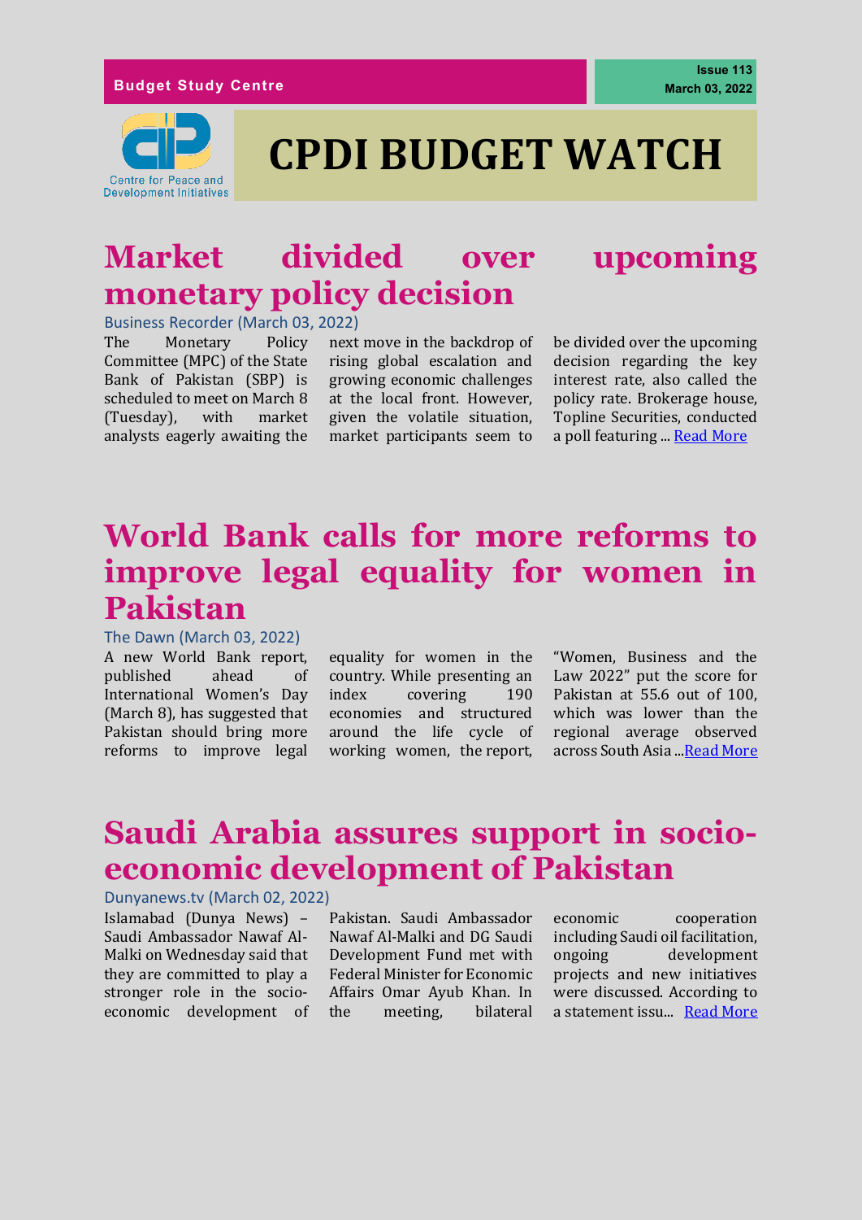Budget Study Centre

Issue 113
March 03, 2022

Centre for Peace and Development Initiatives

# CPDI BUDGET WATCH

## Market divided over upcoming monetary policy decision

Business Recorder (March 03, 2022)

The Monetary Policy Committee (MPC) of the State Bank of Pakistan (SBP) is scheduled to meet on March 8 (Tuesday), with market analysts eagerly awaiting the next move in the backdrop of rising global escalation and growing economic challenges at the local front. However, given the volatile situation, market participants seem to be divided over the upcoming decision regarding the key interest rate, also called the policy rate. Brokerage house, Topline Securities, conducted a poll featuring ... Read More

## World Bank calls for more reforms to improve legal equality for women in Pakistan

The Dawn (March 03, 2022)

A new World Bank report, published ahead of International Women's Day (March 8), has suggested that Pakistan should bring more reforms to improve legal equality for women in the country. While presenting an index covering 190 economies and structured around the life cycle of working women, the report, "Women, Business and the Law 2022" put the score for Pakistan at 55.6 out of 100, which was lower than the regional average observed across South Asia ...Read More

## Saudi Arabia assures support in socio-economic development of Pakistan

Dunyanews.tv (March 02, 2022)

Islamabad (Dunya News) – Saudi Ambassador Nawaf Al-Malki on Wednesday said that they are committed to play a stronger role in the socio-economic development of Pakistan. Saudi Ambassador Nawaf Al-Malki and DG Saudi Development Fund met with Federal Minister for Economic Affairs Omar Ayub Khan. In the meeting, bilateral economic cooperation including Saudi oil facilitation, ongoing development projects and new initiatives were discussed. According to a statement issu... Read More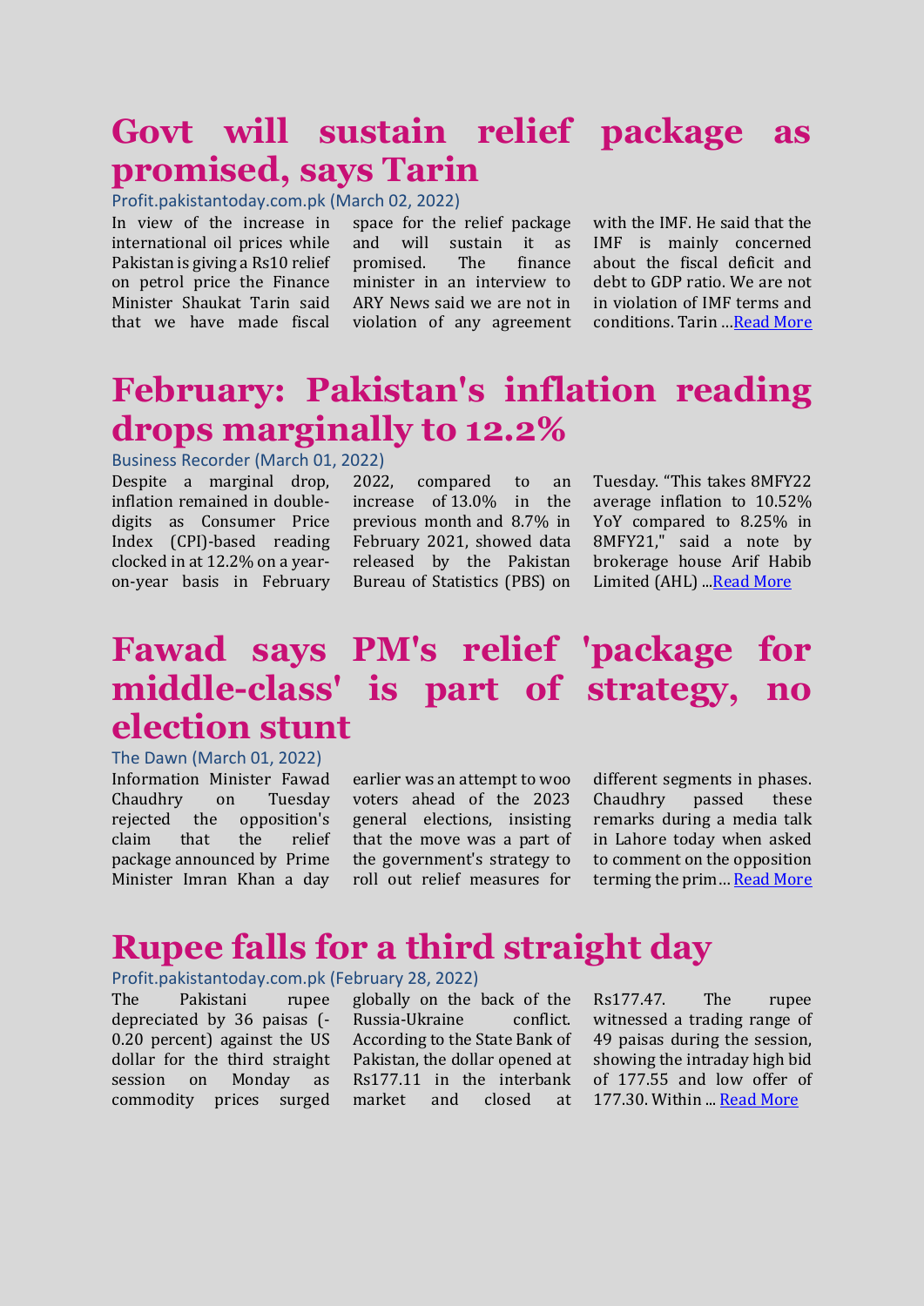# Govt will sustain relief package as promised, says Tarin

Profit.pakistantoday.com.pk (March 02, 2022)

In view of the increase in international oil prices while Pakistan is giving a Rs10 relief on petrol price the Finance Minister Shaukat Tarin said that we have made fiscal space for the relief package and will sustain it as promised. The finance minister in an interview to ARY News said we are not in violation of any agreement with the IMF. He said that the IMF is mainly concerned about the fiscal deficit and debt to GDP ratio. We are not in violation of IMF terms and conditions. Tarin ...Read More

# February: Pakistan's inflation reading drops marginally to 12.2%

Business Recorder (March 01, 2022)

Despite a marginal drop, inflation remained in double-digits as Consumer Price Index (CPI)-based reading clocked in at 12.2% on a year-on-year basis in February 2022, compared to an increase of 13.0% in the previous month and 8.7% in February 2021, showed data released by the Pakistan Bureau of Statistics (PBS) on Tuesday. "This takes 8MFY22 average inflation to 10.52% YoY compared to 8.25% in 8MFY21," said a note by brokerage house Arif Habib Limited (AHL) ...Read More

# Fawad says PM's relief 'package for middle-class' is part of strategy, no election stunt

The Dawn (March 01, 2022)

Information Minister Fawad Chaudhry on Tuesday rejected the opposition's claim that the relief package announced by Prime Minister Imran Khan a day earlier was an attempt to woo voters ahead of the 2023 general elections, insisting that the move was a part of the government's strategy to roll out relief measures for different segments in phases. Chaudhry passed these remarks during a media talk in Lahore today when asked to comment on the opposition terming the prim... Read More

# Rupee falls for a third straight day

Profit.pakistantoday.com.pk (February 28, 2022)

The Pakistani rupee depreciated by 36 paisas (-0.20 percent) against the US dollar for the third straight session on Monday as commodity prices surged globally on the back of the Russia-Ukraine conflict. According to the State Bank of Pakistan, the dollar opened at Rs177.11 in the interbank market and closed at Rs177.47. The rupee witnessed a trading range of 49 paisas during the session, showing the intraday high bid of 177.55 and low offer of 177.30. Within ... Read More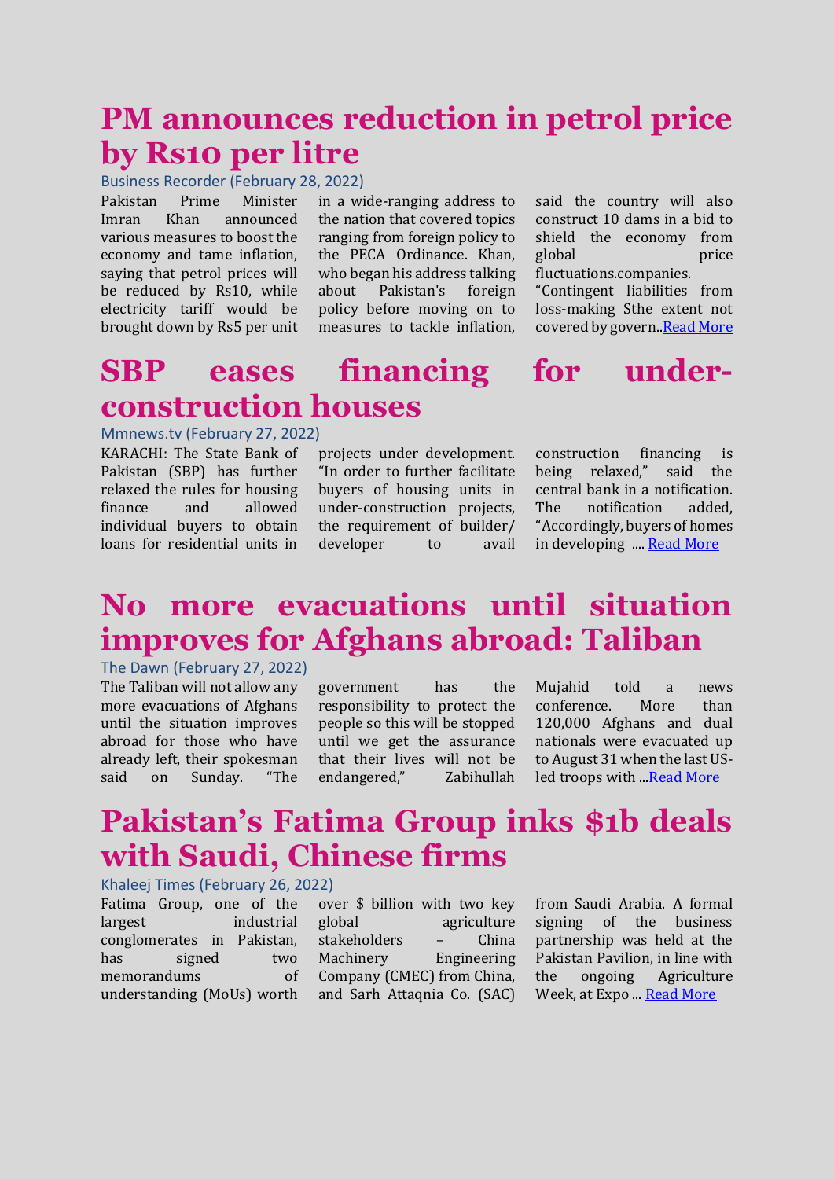# PM announces reduction in petrol price by Rs10 per litre

Business Recorder (February 28, 2022)

Pakistan Prime Minister Imran Khan announced various measures to boost the economy and tame inflation, saying that petrol prices will be reduced by Rs10, while electricity tariff would be brought down by Rs5 per unit in a wide-ranging address to the nation that covered topics ranging from foreign policy to the PECA Ordinance. Khan, who began his address talking about Pakistan's foreign policy before moving on to measures to tackle inflation, said the country will also construct 10 dams in a bid to shield the economy from global price fluctuations.companies. "Contingent liabilities from loss-making Sthe extent not covered by govern..[Read More]

# SBP eases financing for under-construction houses

Mmnews.tv (February 27, 2022)

KARACHI: The State Bank of Pakistan (SBP) has further relaxed the rules for housing finance and allowed individual buyers to obtain loans for residential units in projects under development. "In order to further facilitate buyers of housing units in under-construction projects, the requirement of builder/ developer to avail construction financing is being relaxed," said the central bank in a notification. The notification added, "Accordingly, buyers of homes in developing .... [Read More]

# No more evacuations until situation improves for Afghans abroad: Taliban

The Dawn (February 27, 2022)

The Taliban will not allow any more evacuations of Afghans until the situation improves abroad for those who have already left, their spokesman said on Sunday. "The government has the responsibility to protect the people so this will be stopped until we get the assurance that their lives will not be endangered," Zabihullah Mujahid told a news conference. More than 120,000 Afghans and dual nationals were evacuated up to August 31 when the last US-led troops with ...[Read More]

# Pakistan's Fatima Group inks $1b deals with Saudi, Chinese firms

Khaleej Times (February 26, 2022)

Fatima Group, one of the largest industrial conglomerates in Pakistan, has signed two memorandums of understanding (MoUs) worth over $ billion with two key global agriculture stakeholders – China Machinery Engineering Company (CMEC) from China, and Sarh Attaqnia Co. (SAC) from Saudi Arabia. A formal signing of the business partnership was held at the Pakistan Pavilion, in line with the ongoing Agriculture Week, at Expo ... [Read More]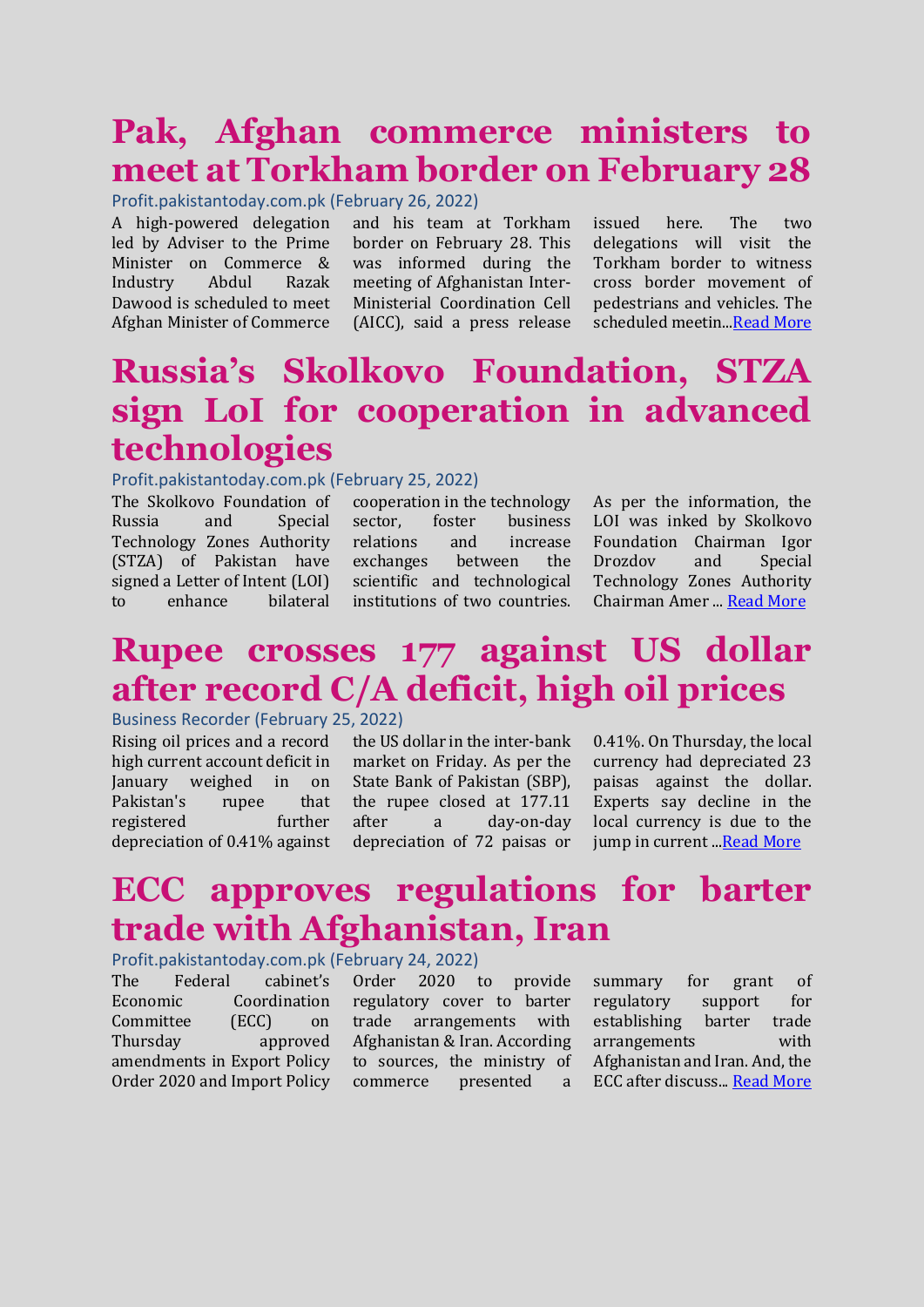# Pak, Afghan commerce ministers to meet at Torkham border on February 28

Profit.pakistantoday.com.pk (February 26, 2022)

A high-powered delegation led by Adviser to the Prime Minister on Commerce & Industry Abdul Razak Dawood is scheduled to meet Afghan Minister of Commerce and his team at Torkham border on February 28. This was informed during the meeting of Afghanistan Inter-Ministerial Coordination Cell (AICC), said a press release issued here. The two delegations will visit the Torkham border to witness cross border movement of pedestrians and vehicles. The scheduled meetin...Read More

# Russia's Skolkovo Foundation, STZA sign LoI for cooperation in advanced technologies

Profit.pakistantoday.com.pk (February 25, 2022)

The Skolkovo Foundation of Russia and Special Technology Zones Authority (STZA) of Pakistan have signed a Letter of Intent (LOI) to enhance bilateral cooperation in the technology sector, foster business relations and increase exchanges between the scientific and technological institutions of two countries. As per the information, the LOI was inked by Skolkovo Foundation Chairman Igor Drozdov and Special Technology Zones Authority Chairman Amer ... Read More

# Rupee crosses 177 against US dollar after record C/A deficit, high oil prices

Business Recorder (February 25, 2022)

Rising oil prices and a record high current account deficit in January weighed in on Pakistan's rupee that registered further depreciation of 0.41% against the US dollar in the inter-bank market on Friday. As per the State Bank of Pakistan (SBP), the rupee closed at 177.11 after a day-on-day depreciation of 72 paisas or 0.41%. On Thursday, the local currency had depreciated 23 paisas against the dollar. Experts say decline in the local currency is due to the jump in current ...Read More

# ECC approves regulations for barter trade with Afghanistan, Iran

Profit.pakistantoday.com.pk (February 24, 2022)

The Federal cabinet's Economic Coordination Committee (ECC) on Thursday approved amendments in Export Policy Order 2020 and Import Policy Order 2020 to provide regulatory cover to barter trade arrangements with Afghanistan & Iran. According to sources, the ministry of commerce presented a summary for grant of regulatory support for establishing barter trade arrangements with Afghanistan and Iran. And, the ECC after discuss... Read More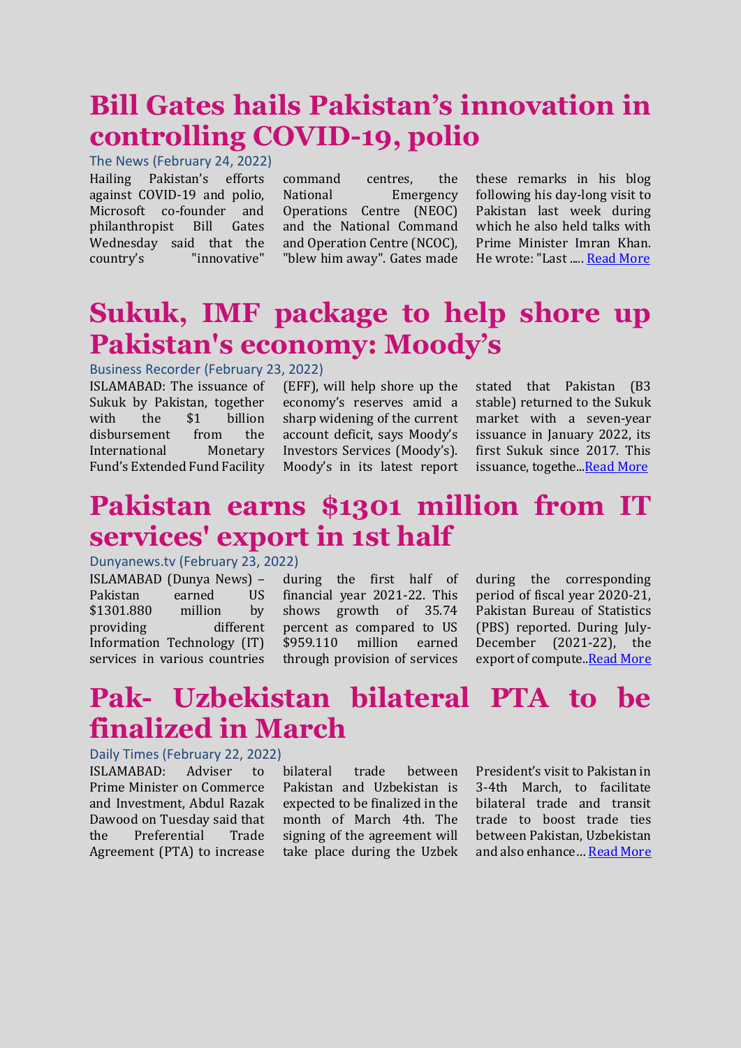# Bill Gates hails Pakistan's innovation in controlling COVID-19, polio

The News (February 24, 2022)

Hailing Pakistan's efforts against COVID-19 and polio, Microsoft co-founder and philanthropist Bill Gates Wednesday said that the country's "innovative" command centres, the National Emergency Operations Centre (NEOC) and the National Command and Operation Centre (NCOC), "blew him away". Gates made these remarks in his blog following his day-long visit to Pakistan last week during which he also held talks with Prime Minister Imran Khan. He wrote: "Last ..... Read More

# Sukuk, IMF package to help shore up Pakistan's economy: Moody's

Business Recorder (February 23, 2022)

ISLAMABAD: The issuance of Sukuk by Pakistan, together with the $1 billion disbursement from the International Monetary Fund's Extended Fund Facility (EFF), will help shore up the economy's reserves amid a sharp widening of the current account deficit, says Moody's Investors Services (Moody's). Moody's in its latest report stated that Pakistan (B3 stable) returned to the Sukuk market with a seven-year issuance in January 2022, its first Sukuk since 2017. This issuance, togethe...Read More

# Pakistan earns $1301 million from IT services' export in 1st half

Dunyanews.tv (February 23, 2022)

ISLAMABAD (Dunya News) – Pakistan earned US $1301.880 million by providing different Information Technology (IT) services in various countries during the first half of financial year 2021-22. This shows growth of 35.74 percent as compared to US $959.110 million earned through provision of services during the corresponding period of fiscal year 2020-21, Pakistan Bureau of Statistics (PBS) reported. During July-December (2021-22), the export of compute..Read More

# Pak- Uzbekistan bilateral PTA to be finalized in March

Daily Times (February 22, 2022)

ISLAMABAD: Adviser to Prime Minister on Commerce and Investment, Abdul Razak Dawood on Tuesday said that the Preferential Trade Agreement (PTA) to increase bilateral trade between Pakistan and Uzbekistan is expected to be finalized in the month of March 4th. The signing of the agreement will take place during the Uzbek President's visit to Pakistan in 3-4th March, to facilitate bilateral trade and transit trade to boost trade ties between Pakistan, Uzbekistan and also enhance… Read More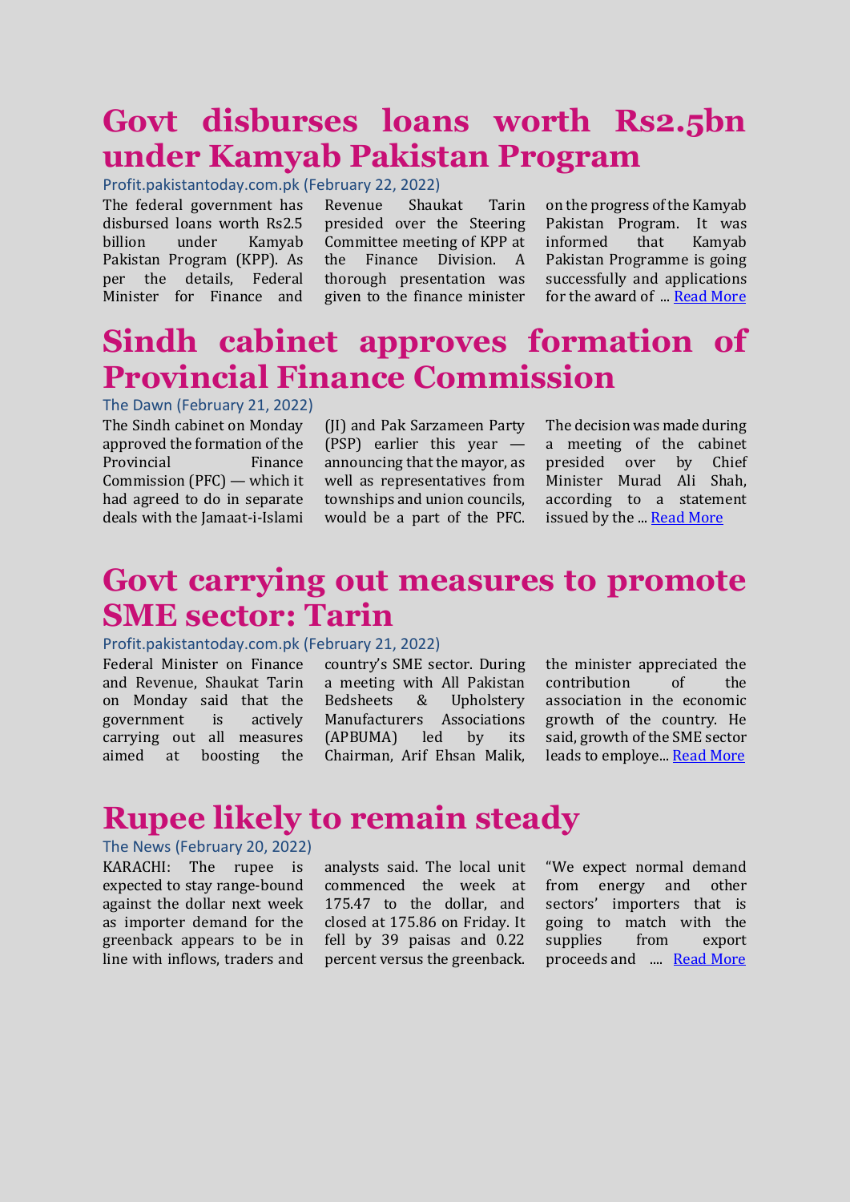# Govt disburses loans worth Rs2.5bn under Kamyab Pakistan Program

Profit.pakistantoday.com.pk (February 22, 2022)

The federal government has disbursed loans worth Rs2.5 billion under Kamyab Pakistan Program (KPP). As per the details, Federal Minister for Finance and Revenue Shaukat Tarin presided over the Steering Committee meeting of KPP at the Finance Division. A thorough presentation was given to the finance minister on the progress of the Kamyab Pakistan Program. It was informed that Kamyab Pakistan Programme is going successfully and applications for the award of ... Read More

# Sindh cabinet approves formation of Provincial Finance Commission

The Dawn (February 21, 2022)

The Sindh cabinet on Monday approved the formation of the Provincial Finance Commission (PFC) — which it had agreed to do in separate deals with the Jamaat-i-Islami (JI) and Pak Sarzameen Party (PSP) earlier this year — announcing that the mayor, as well as representatives from townships and union councils, would be a part of the PFC. The decision was made during a meeting of the cabinet presided over by Chief Minister Murad Ali Shah, according to a statement issued by the ... Read More

# Govt carrying out measures to promote SME sector: Tarin

Profit.pakistantoday.com.pk (February 21, 2022)

Federal Minister on Finance and Revenue, Shaukat Tarin on Monday said that the government is actively carrying out all measures aimed at boosting the country's SME sector. During a meeting with All Pakistan Bedsheets & Upholstery Manufacturers Associations (APBUMA) led by its Chairman, Arif Ehsan Malik, the minister appreciated the contribution of the association in the economic growth of the country. He said, growth of the SME sector leads to employe... Read More

# Rupee likely to remain steady

The News (February 20, 2022)

KARACHI: The rupee is expected to stay range-bound against the dollar next week as importer demand for the greenback appears to be in line with inflows, traders and analysts said. The local unit commenced the week at 175.47 to the dollar, and closed at 175.86 on Friday. It fell by 39 paisas and 0.22 percent versus the greenback. "We expect normal demand from energy and other sectors' importers that is going to match with the supplies from export proceeds and .... Read More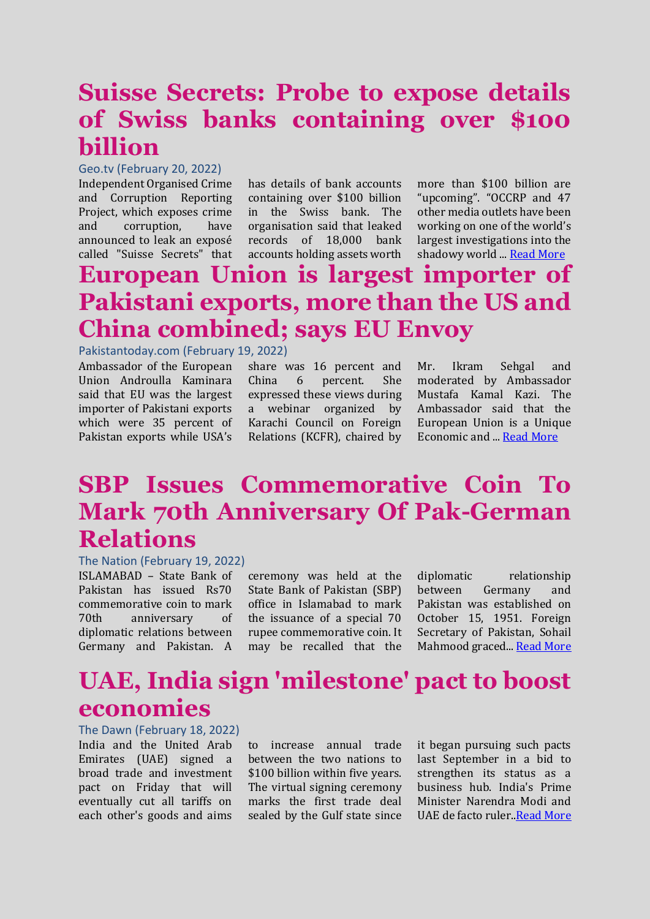# Suisse Secrets: Probe to expose details of Swiss banks containing over $100 billion

Geo.tv (February 20, 2022)

Independent Organised Crime and Corruption Reporting Project, which exposes crime and corruption, have announced to leak an exposé called "Suisse Secrets" that has details of bank accounts containing over $100 billion in the Swiss bank. The organisation said that leaked records of 18,000 bank accounts holding assets worth more than $100 billion are "upcoming". "OCCRP and 47 other media outlets have been working on one of the world's largest investigations into the shadowy world ... Read More

# European Union is largest importer of Pakistani exports, more than the US and China combined; says EU Envoy

Pakistantoday.com (February 19, 2022)

Ambassador of the European Union Androulla Kaminara said that EU was the largest importer of Pakistani exports which were 35 percent of Pakistan exports while USA's share was 16 percent and China 6 percent. She expressed these views during a webinar organized by Karachi Council on Foreign Relations (KCFR), chaired by Mr. Ikram Sehgal and moderated by Ambassador Mustafa Kamal Kazi. The Ambassador said that the European Union is a Unique Economic and ... Read More

# SBP Issues Commemorative Coin To Mark 70th Anniversary Of Pak-German Relations

The Nation (February 19, 2022)

ISLAMABAD – State Bank of Pakistan has issued Rs70 commemorative coin to mark 70th anniversary of diplomatic relations between Germany and Pakistan. A ceremony was held at the State Bank of Pakistan (SBP) office in Islamabad to mark the issuance of a special 70 rupee commemorative coin. It may be recalled that the diplomatic relationship between Germany and Pakistan was established on October 15, 1951. Foreign Secretary of Pakistan, Sohail Mahmood graced... Read More

# UAE, India sign 'milestone' pact to boost economies

The Dawn (February 18, 2022)

India and the United Arab Emirates (UAE) signed a broad trade and investment pact on Friday that will eventually cut all tariffs on each other's goods and aims to increase annual trade between the two nations to $100 billion within five years. The virtual signing ceremony marks the first trade deal sealed by the Gulf state since it began pursuing such pacts last September in a bid to strengthen its status as a business hub. India's Prime Minister Narendra Modi and UAE de facto ruler..Read More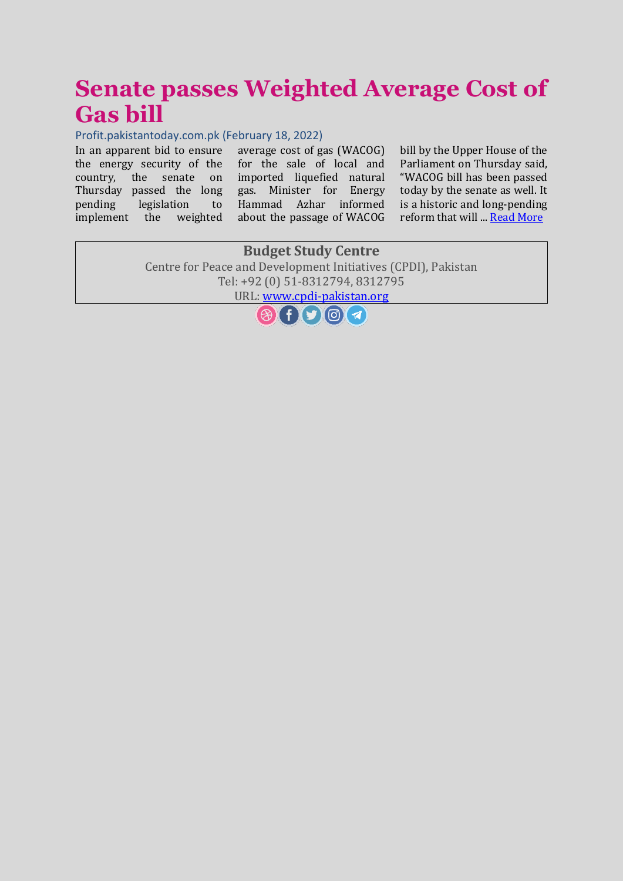# Senate passes Weighted Average Cost of Gas bill

Profit.pakistantoday.com.pk (February 18, 2022)

In an apparent bid to ensure the energy security of the country, the senate on Thursday passed the long pending legislation to implement the weighted average cost of gas (WACOG) for the sale of local and imported liquefied natural gas. Minister for Energy Hammad Azhar informed about the passage of WACOG bill by the Upper House of the Parliament on Thursday said, "WACOG bill has been passed today by the senate as well. It is a historic and long-pending reform that will ... Read More

**Budget Study Centre**

Centre for Peace and Development Initiatives (CPDI), Pakistan

Tel: +92 (0) 51-8312794, 8312795

URL: www.cpdi-pakistan.org